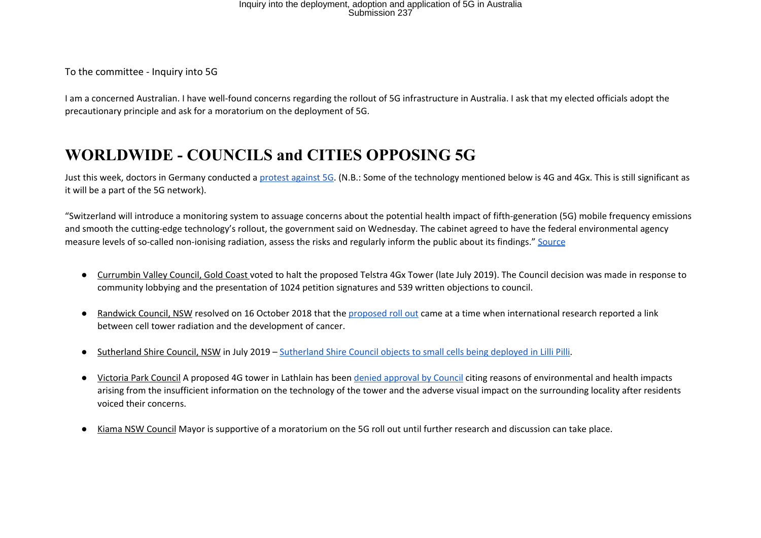To the committee - Inquiry into 5G

I am a concerned Australian. I have well-found concerns regarding the rollout of 5G infrastructure in Australia. I ask that my elected officials adopt the precautionary principle and ask for a moratorium on the deployment of 5G.

# WORLDWIDE - COUNCILS and CITIES OPPOSING 5G

Just this week, doctors in Germany conducted a protest against 5G. (N.B.: Some of the technology mentioned below is 4G and 4Gx. This is still significant as it will be a part of the 5G network).

"Switzerland will introduce a monitoring system to assuage concerns about the potential health impact of fifth-generation (5G) mobile frequency emissions and smooth the cutting-edge technology's rollout, the government said on Wednesday. The cabinet agreed to have the federal environmental agency measure levels of so-called non-ionising radiation, assess the risks and regularly inform the public about its findings." Source

- Currumbin Valley Council, Gold Coast voted to halt the proposed Telstra 4Gx Tower (late July 2019). The Council decision was made in response to community lobbying and the presentation of 1024 petition signatures and 539 written objections to council.

- Randwick Council, NSW resolved on 16 October 2018 that the proposed roll out came at a time when international research reported a link between cell tower radiation and the development of cancer.

- Sutherland Shire Council, NSW in July 2019 – Sutherland Shire Council objects to small cells being deployed in Lilli Pilli.

- Victoria Park Council A proposed 4G tower in Lathlain has been denied approval by Council citing reasons of environmental and health impacts arising from the insufficient information on the technology of the tower and the adverse visual impact on the surrounding locality after residents voiced their concerns.

- Kiama NSW Council Mayor is supportive of a moratorium on the 5G roll out until further research and discussion can take place.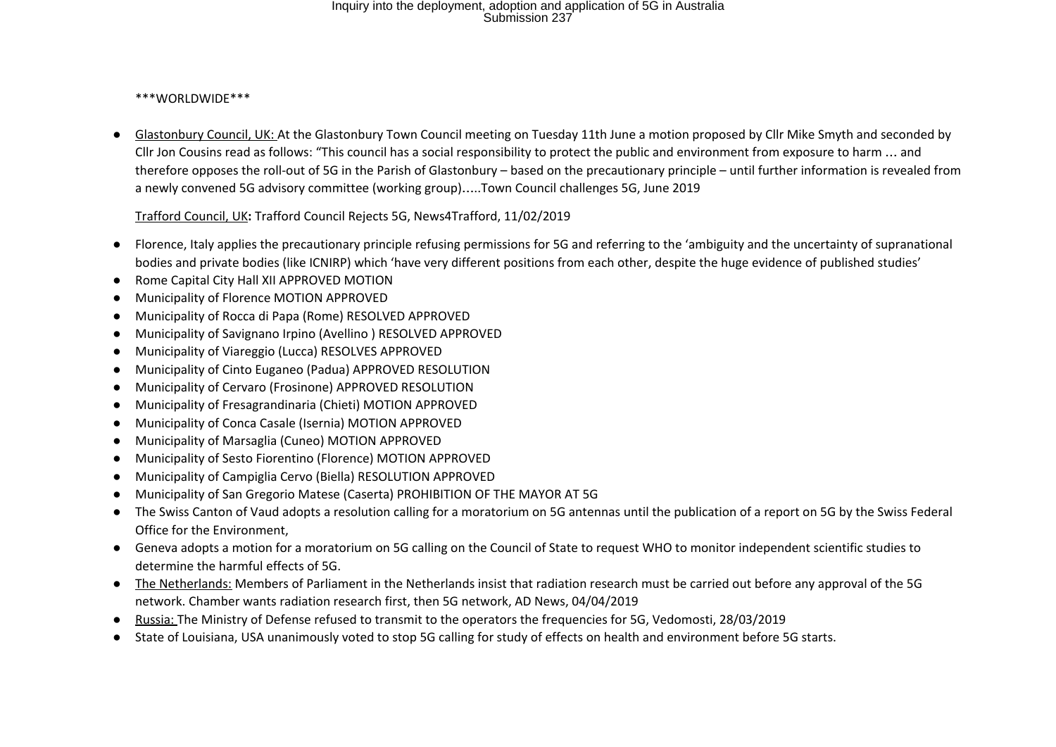***WORLDWIDE***

- Glastonbury Council, UK: At the Glastonbury Town Council meeting on Tuesday 11th June a motion proposed by Cllr Mike Smyth and seconded by Cllr Jon Cousins read as follows: “This council has a social responsibility to protect the public and environment from exposure to harm … and therefore opposes the roll-out of 5G in the Parish of Glastonbury – based on the precautionary principle – until further information is revealed from a newly convened 5G advisory committee (working group)…..Town Council challenges 5G, June 2019

  Trafford Council, UK**:** Trafford Council Rejects 5G, News4Trafford, 11/02/2019

- Florence, Italy applies the precautionary principle refusing permissions for 5G and referring to the ‘ambiguity and the uncertainty of supranational bodies and private bodies (like ICNIRP) which ‘have very different positions from each other, despite the huge evidence of published studies’
- Rome Capital City Hall XII APPROVED MOTION
- Municipality of Florence MOTION APPROVED
- Municipality of Rocca di Papa (Rome) RESOLVED APPROVED
- Municipality of Savignano Irpino (Avellino ) RESOLVED APPROVED
- Municipality of Viareggio (Lucca) RESOLVES APPROVED
- Municipality of Cinto Euganeo (Padua) APPROVED RESOLUTION
- Municipality of Cervaro (Frosinone) APPROVED RESOLUTION
- Municipality of Fresagrandinaria (Chieti) MOTION APPROVED
- Municipality of Conca Casale (Isernia) MOTION APPROVED
- Municipality of Marsaglia (Cuneo) MOTION APPROVED
- Municipality of Sesto Fiorentino (Florence) MOTION APPROVED
- Municipality of Campiglia Cervo (Biella) RESOLUTION APPROVED
- Municipality of San Gregorio Matese (Caserta) PROHIBITION OF THE MAYOR AT 5G
- The Swiss Canton of Vaud adopts a resolution calling for a moratorium on 5G antennas until the publication of a report on 5G by the Swiss Federal Office for the Environment,
- Geneva adopts a motion for a moratorium on 5G calling on the Council of State to request WHO to monitor independent scientific studies to determine the harmful effects of 5G.
- The Netherlands: Members of Parliament in the Netherlands insist that radiation research must be carried out before any approval of the 5G network. Chamber wants radiation research first, then 5G network, AD News, 04/04/2019
- Russia: The Ministry of Defense refused to transmit to the operators the frequencies for 5G, Vedomosti, 28/03/2019
- State of Louisiana, USA unanimously voted to stop 5G calling for study of effects on health and environment before 5G starts.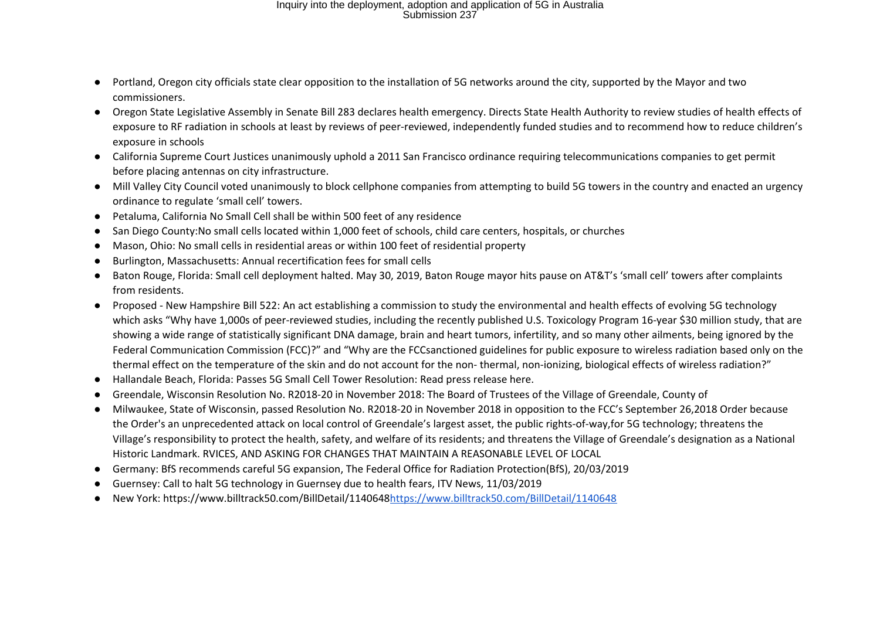- Portland, Oregon city officials state clear opposition to the installation of 5G networks around the city, supported by the Mayor and two commissioners.
- Oregon State Legislative Assembly in Senate Bill 283 declares health emergency. Directs State Health Authority to review studies of health effects of exposure to RF radiation in schools at least by reviews of peer-reviewed, independently funded studies and to recommend how to reduce children's exposure in schools
- California Supreme Court Justices unanimously uphold a 2011 San Francisco ordinance requiring telecommunications companies to get permit before placing antennas on city infrastructure.
- Mill Valley City Council voted unanimously to block cellphone companies from attempting to build 5G towers in the country and enacted an urgency ordinance to regulate 'small cell' towers.
- Petaluma, California No Small Cell shall be within 500 feet of any residence
- San Diego County:No small cells located within 1,000 feet of schools, child care centers, hospitals, or churches
- Mason, Ohio: No small cells in residential areas or within 100 feet of residential property
- Burlington, Massachusetts: Annual recertification fees for small cells
- Baton Rouge, Florida: Small cell deployment halted. May 30, 2019, Baton Rouge mayor hits pause on AT&T's 'small cell' towers after complaints from residents.
- Proposed - New Hampshire Bill 522: An act establishing a commission to study the environmental and health effects of evolving 5G technology which asks "Why have 1,000s of peer-reviewed studies, including the recently published U.S. Toxicology Program 16-year $30 million study, that are showing a wide range of statistically significant DNA damage, brain and heart tumors, infertility, and so many other ailments, being ignored by the Federal Communication Commission (FCC)?" and "Why are the FCCsanctioned guidelines for public exposure to wireless radiation based only on the thermal effect on the temperature of the skin and do not account for the non- thermal, non-ionizing, biological effects of wireless radiation?"
- Hallandale Beach, Florida: Passes 5G Small Cell Tower Resolution: Read press release here.
- Greendale, Wisconsin Resolution No. R2018-20 in November 2018: The Board of Trustees of the Village of Greendale, County of
- Milwaukee, State of Wisconsin, passed Resolution No. R2018-20 in November 2018 in opposition to the FCC's September 26,2018 Order because the Order's an unprecedented attack on local control of Greendale's largest asset, the public rights-of-way,for 5G technology; threatens the Village's responsibility to protect the health, safety, and welfare of its residents; and threatens the Village of Greendale's designation as a National Historic Landmark. RVICES, AND ASKING FOR CHANGES THAT MAINTAIN A REASONABLE LEVEL OF LOCAL
- Germany: BfS recommends careful 5G expansion, The Federal Office for Radiation Protection(BfS), 20/03/2019
- Guernsey: Call to halt 5G technology in Guernsey due to health fears, ITV News, 11/03/2019
- New York: https://www.billtrack50.com/BillDetail/1140648https://www.billtrack50.com/BillDetail/1140648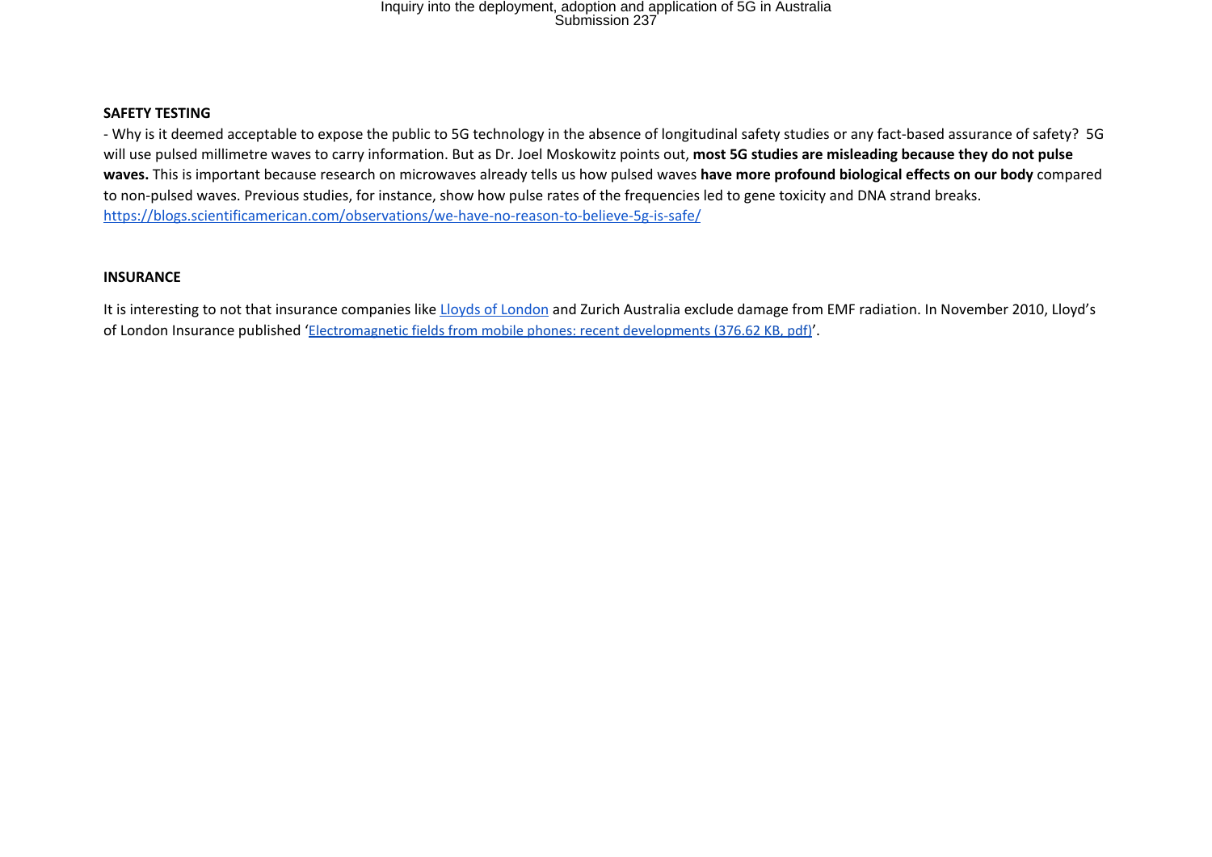**SAFETY TESTING**

- Why is it deemed acceptable to expose the public to 5G technology in the absence of longitudinal safety studies or any fact-based assurance of safety? 5G will use pulsed millimetre waves to carry information. But as Dr. Joel Moskowitz points out, **most 5G studies are misleading because they do not pulse waves.** This is important because research on microwaves already tells us how pulsed waves **have more profound biological effects on our body** compared to non-pulsed waves. Previous studies, for instance, show how pulse rates of the frequencies led to gene toxicity and DNA strand breaks. https://blogs.scientificamerican.com/observations/we-have-no-reason-to-believe-5g-is-safe/

**INSURANCE**

It is interesting to not that insurance companies like Lloyds of London and Zurich Australia exclude damage from EMF radiation. In November 2010, Lloyd's of London Insurance published 'Electromagnetic fields from mobile phones: recent developments (376.62 KB, pdf)'.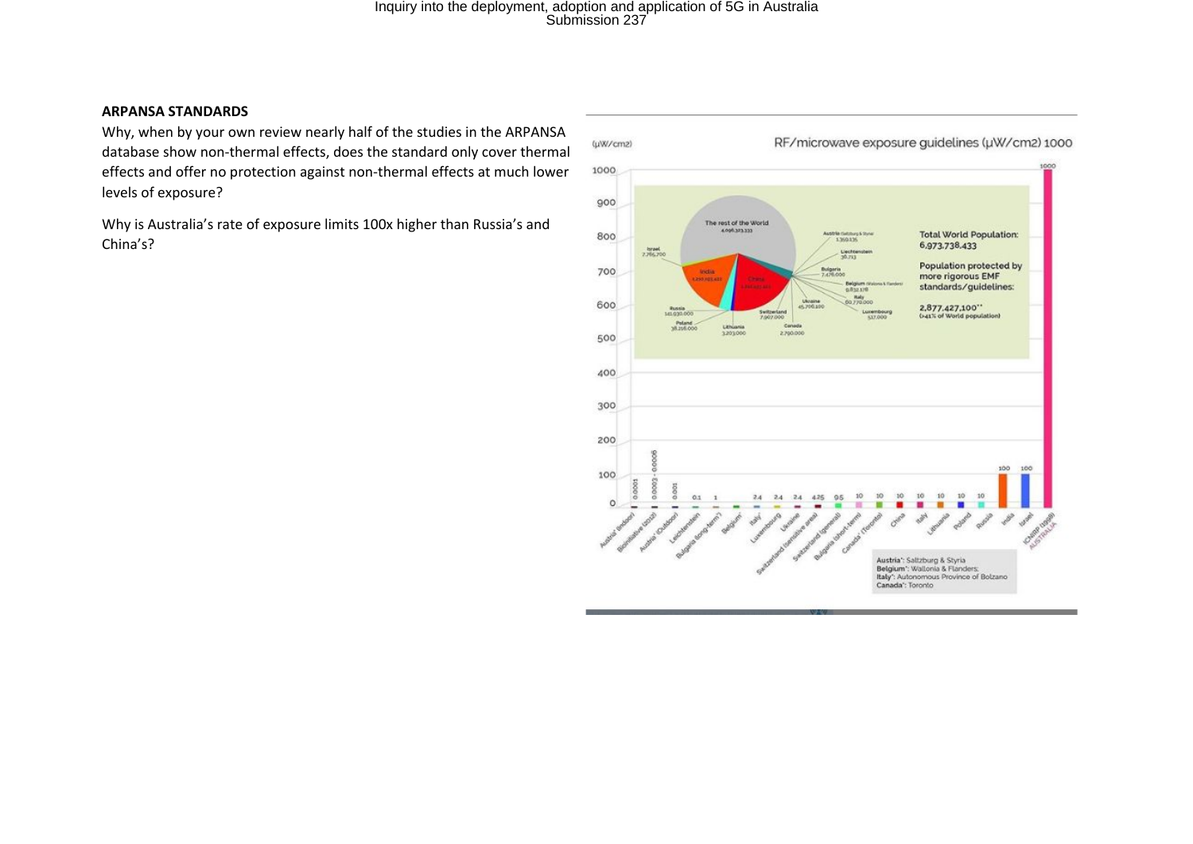**ARPANSA STANDARDS**

Why, when by your own review nearly half of the studies in the ARPANSA database show non-thermal effects, does the standard only cover thermal effects and offer no protection against non-thermal effects at much lower levels of exposure?

Why is Australia's rate of exposure limits 100x higher than Russia's and China's?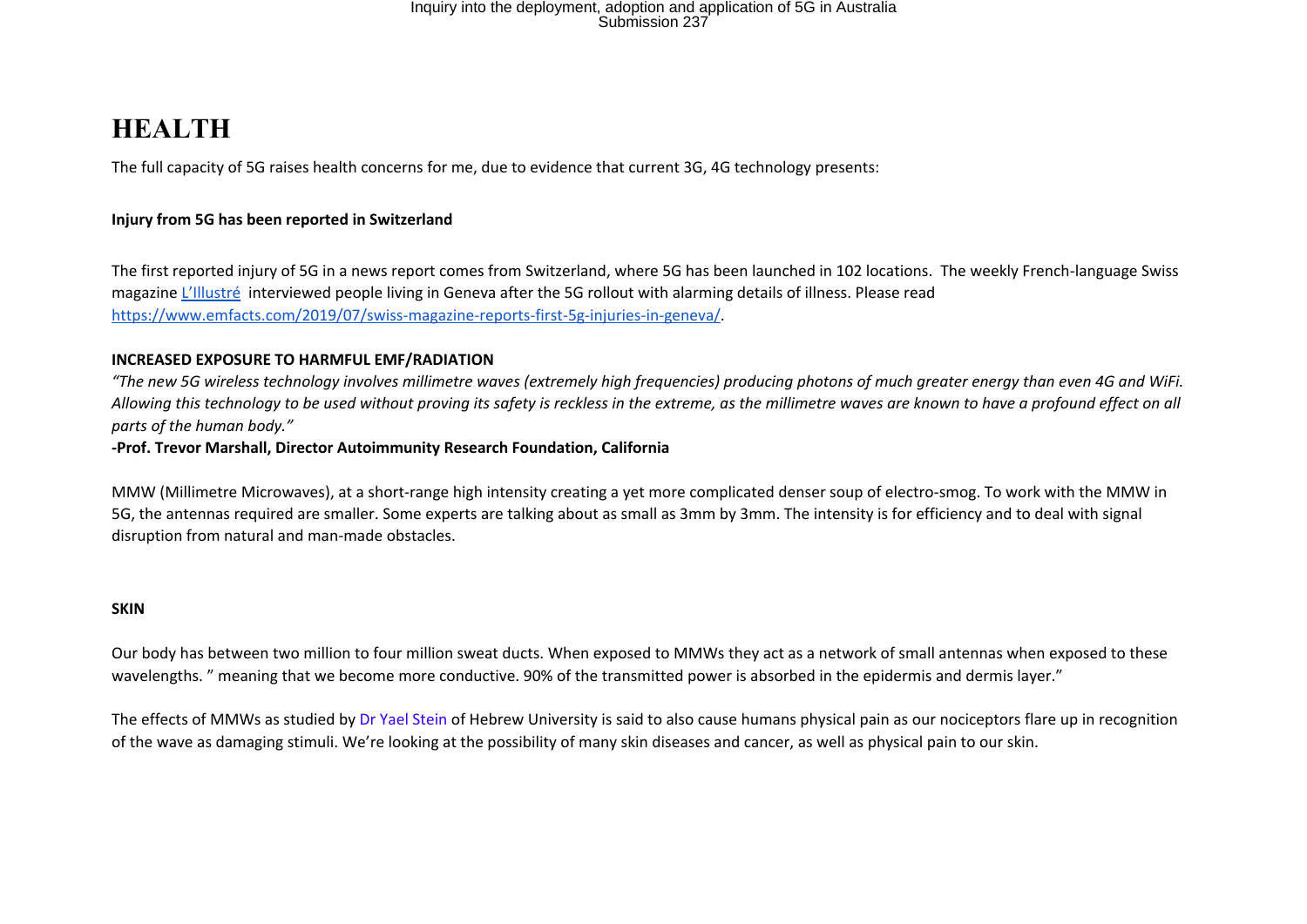# HEALTH

The full capacity of 5G raises health concerns for me, due to evidence that current 3G, 4G technology presents:

**Injury from 5G has been reported in Switzerland**

The first reported injury of 5G in a news report comes from Switzerland, where 5G has been launched in 102 locations. The weekly French-language Swiss magazine L'Illustré interviewed people living in Geneva after the 5G rollout with alarming details of illness. Please read https://www.emfacts.com/2019/07/swiss-magazine-reports-first-5g-injuries-in-geneva/.

**INCREASED EXPOSURE TO HARMFUL EMF/RADIATION**

*"The new 5G wireless technology involves millimetre waves (extremely high frequencies) producing photons of much greater energy than even 4G and WiFi. Allowing this technology to be used without proving its safety is reckless in the extreme, as the millimetre waves are known to have a profound effect on all parts of the human body."*

**-Prof. Trevor Marshall, Director Autoimmunity Research Foundation, California**

MMW (Millimetre Microwaves), at a short-range high intensity creating a yet more complicated denser soup of electro-smog. To work with the MMW in 5G, the antennas required are smaller. Some experts are talking about as small as 3mm by 3mm. The intensity is for efficiency and to deal with signal disruption from natural and man-made obstacles.

**SKIN**

Our body has between two million to four million sweat ducts. When exposed to MMWs they act as a network of small antennas when exposed to these wavelengths. " meaning that we become more conductive. 90% of the transmitted power is absorbed in the epidermis and dermis layer."

The effects of MMWs as studied by Dr Yael Stein of Hebrew University is said to also cause humans physical pain as our nociceptors flare up in recognition of the wave as damaging stimuli. We're looking at the possibility of many skin diseases and cancer, as well as physical pain to our skin.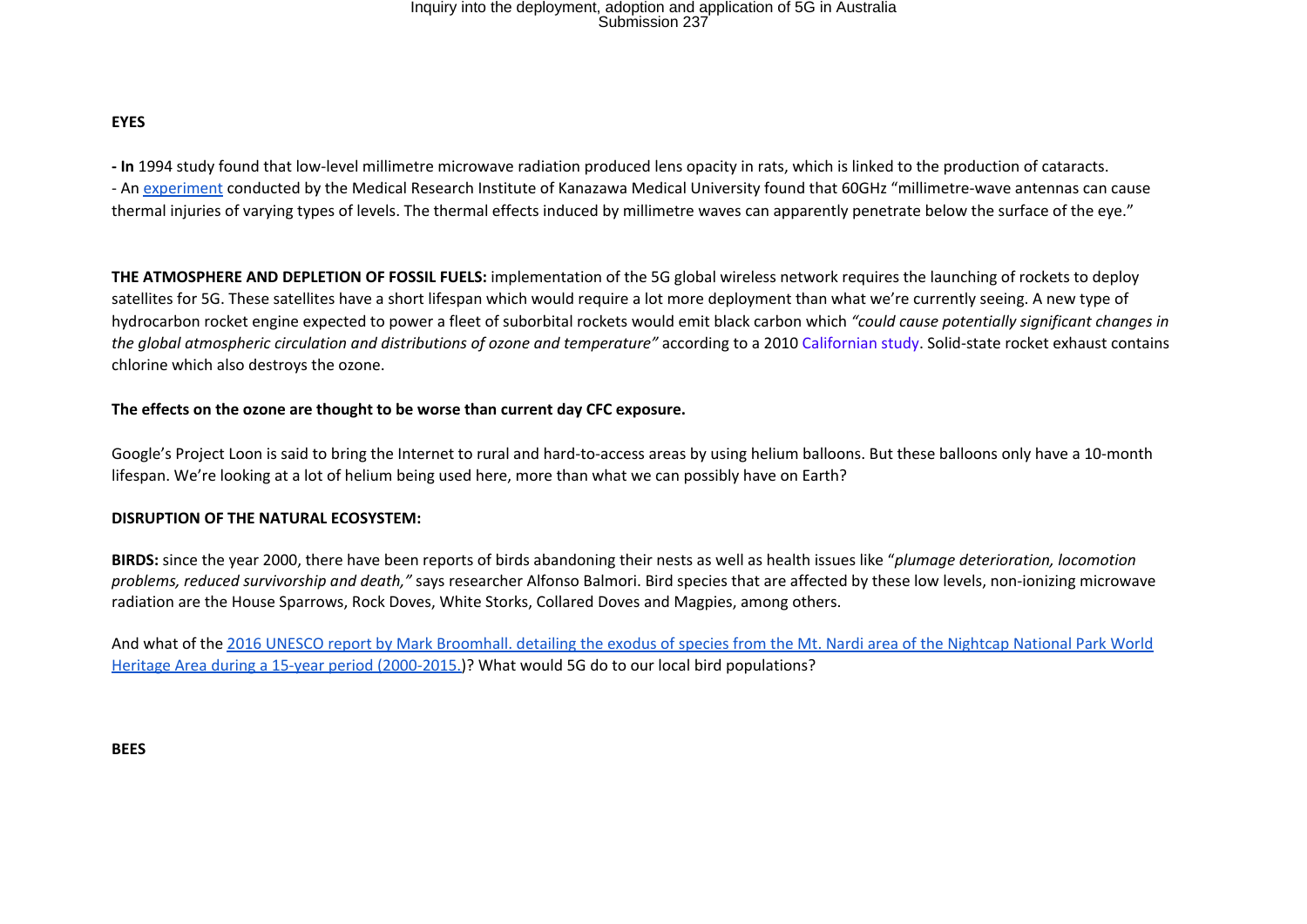**EYES**

**- In** 1994 study found that low-level millimetre microwave radiation produced lens opacity in rats, which is linked to the production of cataracts.
- An experiment conducted by the Medical Research Institute of Kanazawa Medical University found that 60GHz "millimetre-wave antennas can cause thermal injuries of varying types of levels. The thermal effects induced by millimetre waves can apparently penetrate below the surface of the eye."

**THE ATMOSPHERE AND DEPLETION OF FOSSIL FUELS:** implementation of the 5G global wireless network requires the launching of rockets to deploy satellites for 5G. These satellites have a short lifespan which would require a lot more deployment than what we're currently seeing. A new type of hydrocarbon rocket engine expected to power a fleet of suborbital rockets would emit black carbon which *"could cause potentially significant changes in the global atmospheric circulation and distributions of ozone and temperature"* according to a 2010 Californian study. Solid-state rocket exhaust contains chlorine which also destroys the ozone.

**The effects on the ozone are thought to be worse than current day CFC exposure.**

Google's Project Loon is said to bring the Internet to rural and hard-to-access areas by using helium balloons. But these balloons only have a 10-month lifespan. We're looking at a lot of helium being used here, more than what we can possibly have on Earth?

**DISRUPTION OF THE NATURAL ECOSYSTEM:**

**BIRDS:** since the year 2000, there have been reports of birds abandoning their nests as well as health issues like "*plumage deterioration, locomotion problems, reduced survivorship and death,"* says researcher Alfonso Balmori. Bird species that are affected by these low levels, non-ionizing microwave radiation are the House Sparrows, Rock Doves, White Storks, Collared Doves and Magpies, among others.

And what of the 2016 UNESCO report by Mark Broomhall. detailing the exodus of species from the Mt. Nardi area of the Nightcap National Park World Heritage Area during a 15-year period (2000-2015.)? What would 5G do to our local bird populations?

**BEES**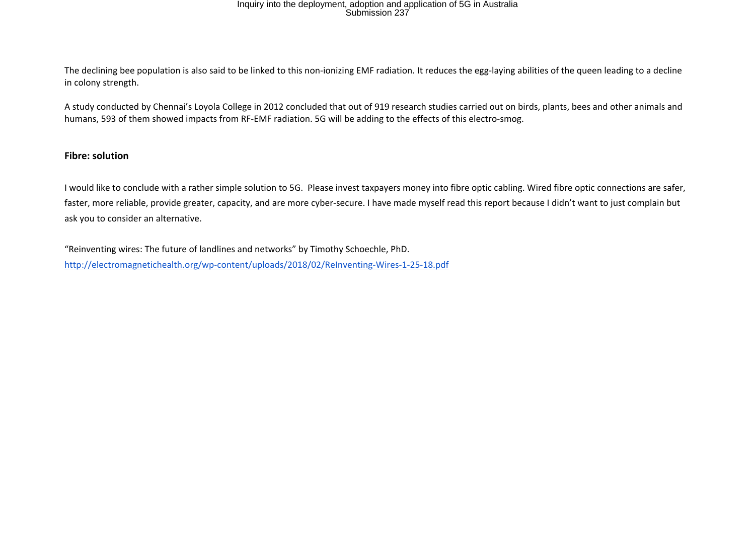The declining bee population is also said to be linked to this non-ionizing EMF radiation. It reduces the egg-laying abilities of the queen leading to a decline in colony strength.

A study conducted by Chennai's Loyola College in 2012 concluded that out of 919 research studies carried out on birds, plants, bees and other animals and humans, 593 of them showed impacts from RF-EMF radiation. 5G will be adding to the effects of this electro-smog.

**Fibre: solution**

I would like to conclude with a rather simple solution to 5G.  Please invest taxpayers money into fibre optic cabling. Wired fibre optic connections are safer, faster, more reliable, provide greater, capacity, and are more cyber-secure. I have made myself read this report because I didn't want to just complain but ask you to consider an alternative.

"Reinventing wires: The future of landlines and networks" by Timothy Schoechle, PhD.
http://electromagnetichealth.org/wp-content/uploads/2018/02/ReInventing-Wires-1-25-18.pdf